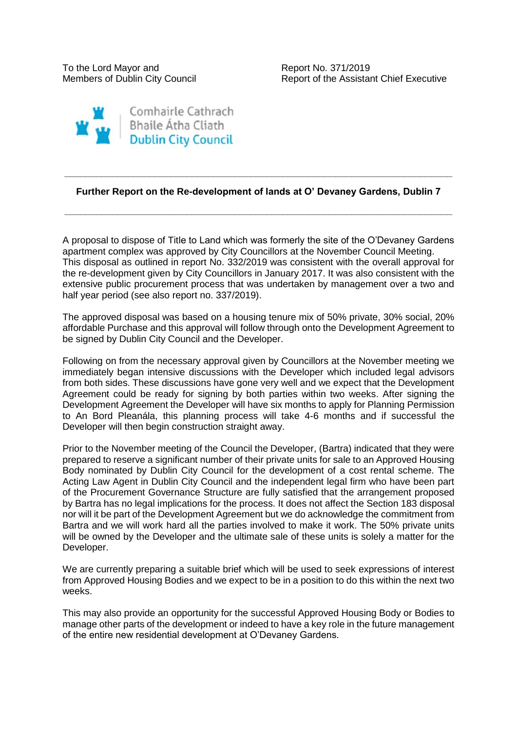To the Lord Mayor and
Members of Dublin City Council

Report No. 371/2019
Report of the Assistant Chief Executive

Comhairle Cathrach
Bhaile Átha Cliath
Dublin City Council

---

**Further Report on the Re-development of lands at O' Devaney Gardens, Dublin 7**

---

A proposal to dispose of Title to Land which was formerly the site of the O'Devaney Gardens apartment complex was approved by City Councillors at the November Council Meeting. This disposal as outlined in report No. 332/2019 was consistent with the overall approval for the re-development given by City Councillors in January 2017. It was also consistent with the extensive public procurement process that was undertaken by management over a two and half year period (see also report no. 337/2019).

The approved disposal was based on a housing tenure mix of 50% private, 30% social, 20% affordable Purchase and this approval will follow through onto the Development Agreement to be signed by Dublin City Council and the Developer.

Following on from the necessary approval given by Councillors at the November meeting we immediately began intensive discussions with the Developer which included legal advisors from both sides. These discussions have gone very well and we expect that the Development Agreement could be ready for signing by both parties within two weeks. After signing the Development Agreement the Developer will have six months to apply for Planning Permission to An Bord Pleanála, this planning process will take 4-6 months and if successful the Developer will then begin construction straight away.

Prior to the November meeting of the Council the Developer, (Bartra) indicated that they were prepared to reserve a significant number of their private units for sale to an Approved Housing Body nominated by Dublin City Council for the development of a cost rental scheme. The Acting Law Agent in Dublin City Council and the independent legal firm who have been part of the Procurement Governance Structure are fully satisfied that the arrangement proposed by Bartra has no legal implications for the process. It does not affect the Section 183 disposal nor will it be part of the Development Agreement but we do acknowledge the commitment from Bartra and we will work hard all the parties involved to make it work. The 50% private units will be owned by the Developer and the ultimate sale of these units is solely a matter for the Developer.

We are currently preparing a suitable brief which will be used to seek expressions of interest from Approved Housing Bodies and we expect to be in a position to do this within the next two weeks.

This may also provide an opportunity for the successful Approved Housing Body or Bodies to manage other parts of the development or indeed to have a key role in the future management of the entire new residential development at O'Devaney Gardens.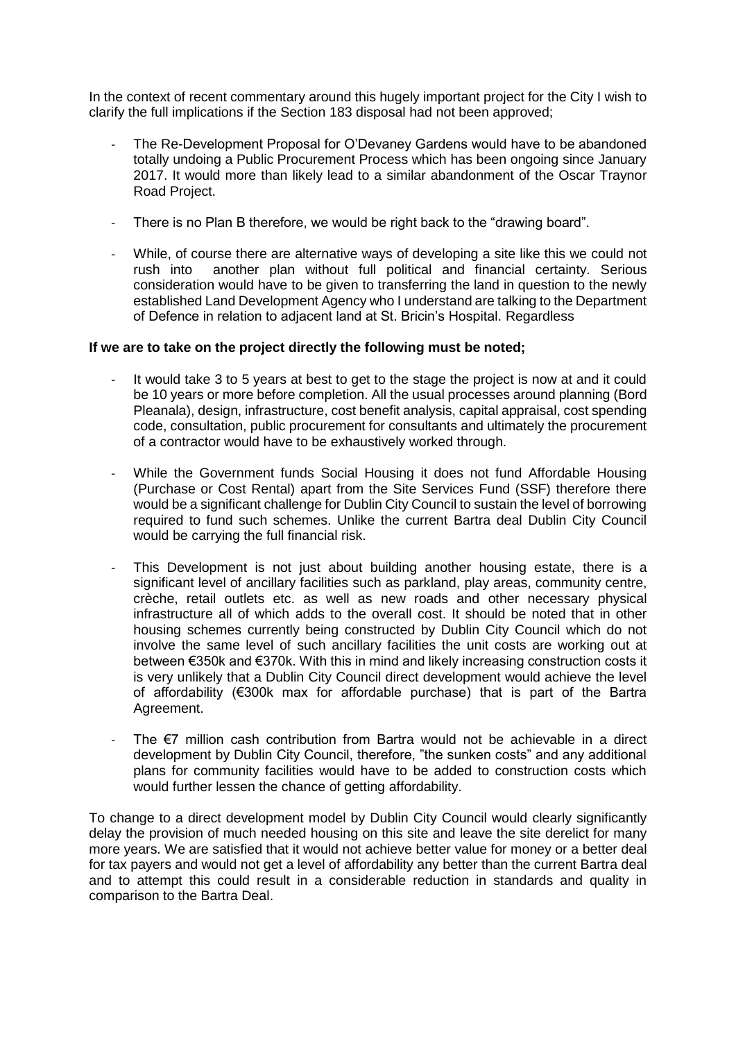In the context of recent commentary around this hugely important project for the City I wish to clarify the full implications if the Section 183 disposal had not been approved;

- The Re-Development Proposal for O'Devaney Gardens would have to be abandoned totally undoing a Public Procurement Process which has been ongoing since January 2017. It would more than likely lead to a similar abandonment of the Oscar Traynor Road Project.
- There is no Plan B therefore, we would be right back to the "drawing board".
- While, of course there are alternative ways of developing a site like this we could not rush into another plan without full political and financial certainty. Serious consideration would have to be given to transferring the land in question to the newly established Land Development Agency who I understand are talking to the Department of Defence in relation to adjacent land at St. Bricin's Hospital. Regardless

**If we are to take on the project directly the following must be noted;**

- It would take 3 to 5 years at best to get to the stage the project is now at and it could be 10 years or more before completion. All the usual processes around planning (Bord Pleanala), design, infrastructure, cost benefit analysis, capital appraisal, cost spending code, consultation, public procurement for consultants and ultimately the procurement of a contractor would have to be exhaustively worked through.
- While the Government funds Social Housing it does not fund Affordable Housing (Purchase or Cost Rental) apart from the Site Services Fund (SSF) therefore there would be a significant challenge for Dublin City Council to sustain the level of borrowing required to fund such schemes. Unlike the current Bartra deal Dublin City Council would be carrying the full financial risk.
- This Development is not just about building another housing estate, there is a significant level of ancillary facilities such as parkland, play areas, community centre, crèche, retail outlets etc. as well as new roads and other necessary physical infrastructure all of which adds to the overall cost. It should be noted that in other housing schemes currently being constructed by Dublin City Council which do not involve the same level of such ancillary facilities the unit costs are working out at between €350k and €370k. With this in mind and likely increasing construction costs it is very unlikely that a Dublin City Council direct development would achieve the level of affordability (€300k max for affordable purchase) that is part of the Bartra Agreement.
- The €7 million cash contribution from Bartra would not be achievable in a direct development by Dublin City Council, therefore, "the sunken costs" and any additional plans for community facilities would have to be added to construction costs which would further lessen the chance of getting affordability.

To change to a direct development model by Dublin City Council would clearly significantly delay the provision of much needed housing on this site and leave the site derelict for many more years. We are satisfied that it would not achieve better value for money or a better deal for tax payers and would not get a level of affordability any better than the current Bartra deal and to attempt this could result in a considerable reduction in standards and quality in comparison to the Bartra Deal.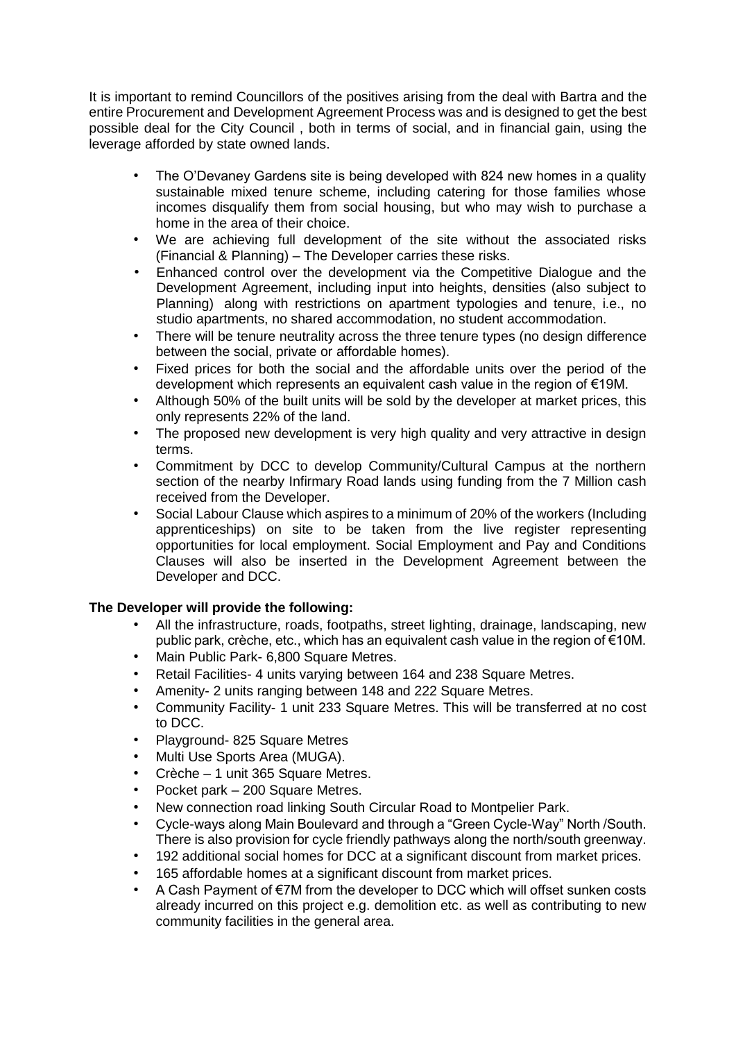It is important to remind Councillors of the positives arising from the deal with Bartra and the entire Procurement and Development Agreement Process was and is designed to get the best possible deal for the City Council , both in terms of social, and in financial gain, using the leverage afforded by state owned lands.

- The O'Devaney Gardens site is being developed with 824 new homes in a quality sustainable mixed tenure scheme, including catering for those families whose incomes disqualify them from social housing, but who may wish to purchase a home in the area of their choice.
- We are achieving full development of the site without the associated risks (Financial & Planning) – The Developer carries these risks.
- Enhanced control over the development via the Competitive Dialogue and the Development Agreement, including input into heights, densities (also subject to Planning) along with restrictions on apartment typologies and tenure, i.e., no studio apartments, no shared accommodation, no student accommodation.
- There will be tenure neutrality across the three tenure types (no design difference between the social, private or affordable homes).
- Fixed prices for both the social and the affordable units over the period of the development which represents an equivalent cash value in the region of €19M.
- Although 50% of the built units will be sold by the developer at market prices, this only represents 22% of the land.
- The proposed new development is very high quality and very attractive in design terms.
- Commitment by DCC to develop Community/Cultural Campus at the northern section of the nearby Infirmary Road lands using funding from the 7 Million cash received from the Developer.
- Social Labour Clause which aspires to a minimum of 20% of the workers (Including apprenticeships) on site to be taken from the live register representing opportunities for local employment. Social Employment and Pay and Conditions Clauses will also be inserted in the Development Agreement between the Developer and DCC.

**The Developer will provide the following:**

- All the infrastructure, roads, footpaths, street lighting, drainage, landscaping, new public park, crèche, etc., which has an equivalent cash value in the region of €10M.
- Main Public Park- 6,800 Square Metres.
- Retail Facilities- 4 units varying between 164 and 238 Square Metres.
- Amenity- 2 units ranging between 148 and 222 Square Metres.
- Community Facility- 1 unit 233 Square Metres. This will be transferred at no cost to DCC.
- Playground- 825 Square Metres
- Multi Use Sports Area (MUGA).
- Crèche – 1 unit 365 Square Metres.
- Pocket park – 200 Square Metres.
- New connection road linking South Circular Road to Montpelier Park.
- Cycle-ways along Main Boulevard and through a "Green Cycle-Way" North /South. There is also provision for cycle friendly pathways along the north/south greenway.
- 192 additional social homes for DCC at a significant discount from market prices.
- 165 affordable homes at a significant discount from market prices.
- A Cash Payment of €7M from the developer to DCC which will offset sunken costs already incurred on this project e.g. demolition etc. as well as contributing to new community facilities in the general area.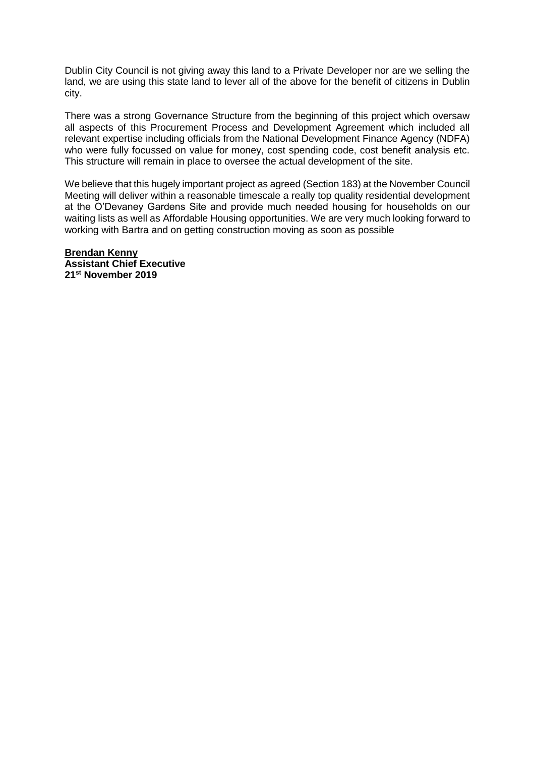Dublin City Council is not giving away this land to a Private Developer nor are we selling the land, we are using this state land to lever all of the above for the benefit of citizens in Dublin city.

There was a strong Governance Structure from the beginning of this project which oversaw all aspects of this Procurement Process and Development Agreement which included all relevant expertise including officials from the National Development Finance Agency (NDFA) who were fully focussed on value for money, cost spending code, cost benefit analysis etc. This structure will remain in place to oversee the actual development of the site.

We believe that this hugely important project as agreed (Section 183) at the November Council Meeting will deliver within a reasonable timescale a really top quality residential development at the O'Devaney Gardens Site and provide much needed housing for households on our waiting lists as well as Affordable Housing opportunities. We are very much looking forward to working with Bartra and on getting construction moving as soon as possible

**Brendan Kenny**
**Assistant Chief Executive**
**21st November 2019**